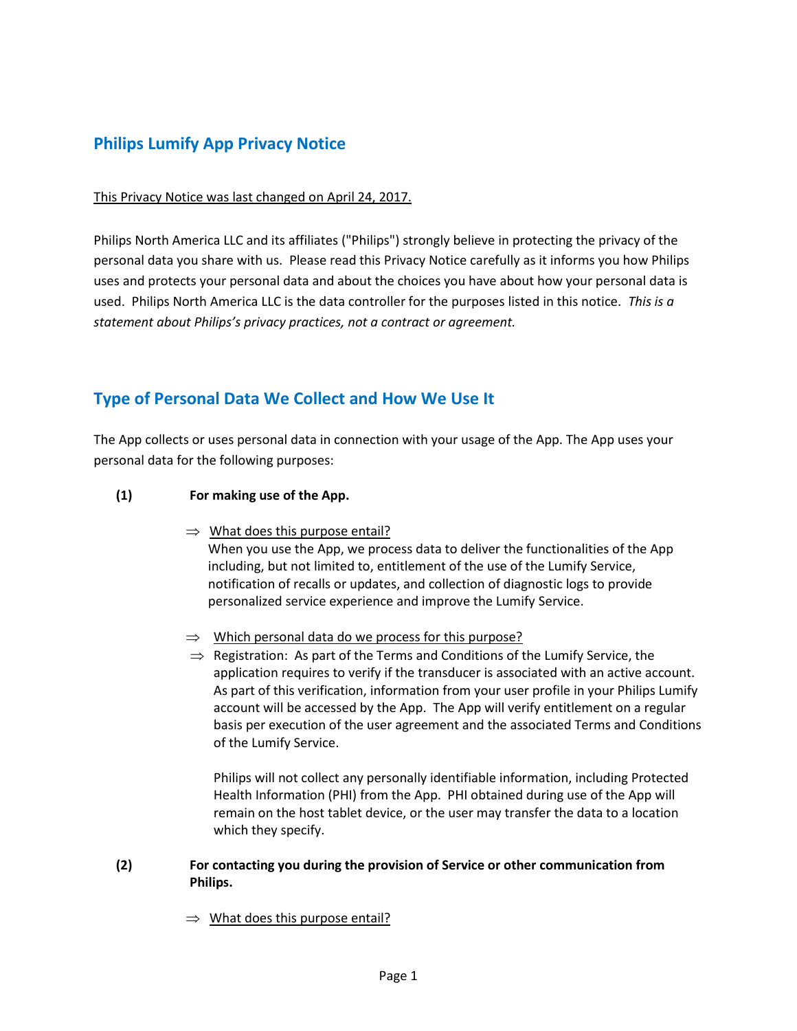## Philips Lumify App Privacy Notice

This Privacy Notice was last changed on April 24, 2017.

Philips North America LLC and its affiliates ("Philips") strongly believe in protecting the privacy of the personal data you share with us. Please read this Privacy Notice carefully as it informs you how Philips uses and protects your personal data and about the choices you have about how your personal data is used. Philips North America LLC is the data controller for the purposes listed in this notice. *This is a statement about Philips's privacy practices, not a contract or agreement.*

## Type of Personal Data We Collect and How We Use It

The App collects or uses personal data in connection with your usage of the App. The App uses your personal data for the following purposes:

**(1) For making use of the App.**

⇒ What does this purpose entail?
When you use the App, we process data to deliver the functionalities of the App including, but not limited to, entitlement of the use of the Lumify Service, notification of recalls or updates, and collection of diagnostic logs to provide personalized service experience and improve the Lumify Service.

⇒ Which personal data do we process for this purpose?

⇒ Registration: As part of the Terms and Conditions of the Lumify Service, the application requires to verify if the transducer is associated with an active account. As part of this verification, information from your user profile in your Philips Lumify account will be accessed by the App. The App will verify entitlement on a regular basis per execution of the user agreement and the associated Terms and Conditions of the Lumify Service.

Philips will not collect any personally identifiable information, including Protected Health Information (PHI) from the App. PHI obtained during use of the App will remain on the host tablet device, or the user may transfer the data to a location which they specify.

**(2) For contacting you during the provision of Service or other communication from Philips.**

⇒ What does this purpose entail?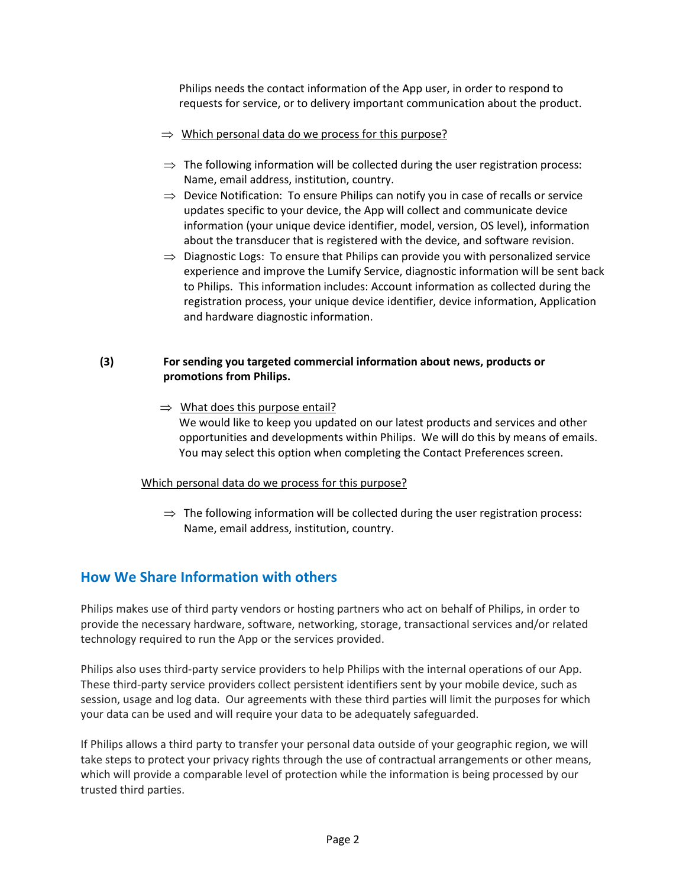Philips needs the contact information of the App user, in order to respond to requests for service, or to delivery important communication about the product.

⇒ Which personal data do we process for this purpose?

⇒ The following information will be collected during the user registration process: Name, email address, institution, country.

⇒ Device Notification: To ensure Philips can notify you in case of recalls or service updates specific to your device, the App will collect and communicate device information (your unique device identifier, model, version, OS level), information about the transducer that is registered with the device, and software revision.

⇒ Diagnostic Logs: To ensure that Philips can provide you with personalized service experience and improve the Lumify Service, diagnostic information will be sent back to Philips. This information includes: Account information as collected during the registration process, your unique device identifier, device information, Application and hardware diagnostic information.

**(3) For sending you targeted commercial information about news, products or promotions from Philips.**

⇒ What does this purpose entail?
We would like to keep you updated on our latest products and services and other opportunities and developments within Philips. We will do this by means of emails. You may select this option when completing the Contact Preferences screen.

Which personal data do we process for this purpose?

⇒ The following information will be collected during the user registration process: Name, email address, institution, country.

## How We Share Information with others

Philips makes use of third party vendors or hosting partners who act on behalf of Philips, in order to provide the necessary hardware, software, networking, storage, transactional services and/or related technology required to run the App or the services provided.

Philips also uses third-party service providers to help Philips with the internal operations of our App. These third-party service providers collect persistent identifiers sent by your mobile device, such as session, usage and log data. Our agreements with these third parties will limit the purposes for which your data can be used and will require your data to be adequately safeguarded.

If Philips allows a third party to transfer your personal data outside of your geographic region, we will take steps to protect your privacy rights through the use of contractual arrangements or other means, which will provide a comparable level of protection while the information is being processed by our trusted third parties.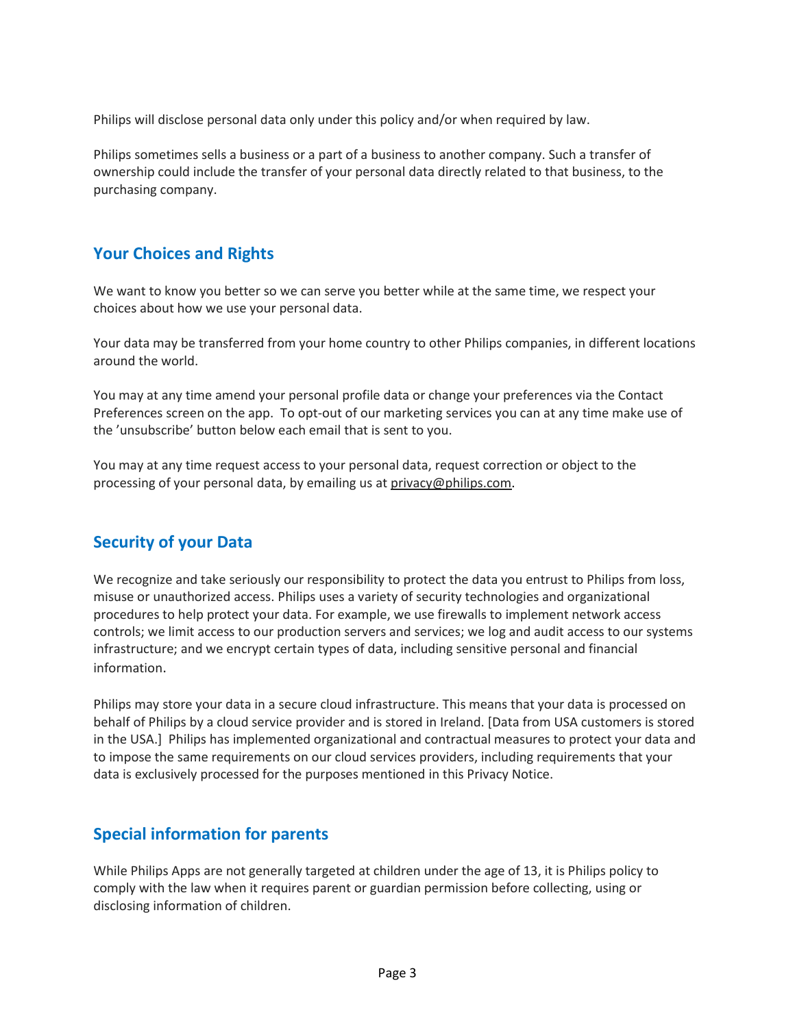Philips will disclose personal data only under this policy and/or when required by law.

Philips sometimes sells a business or a part of a business to another company. Such a transfer of ownership could include the transfer of your personal data directly related to that business, to the purchasing company.

## Your Choices and Rights

We want to know you better so we can serve you better while at the same time, we respect your choices about how we use your personal data.

Your data may be transferred from your home country to other Philips companies, in different locations around the world.

You may at any time amend your personal profile data or change your preferences via the Contact Preferences screen on the app. To opt-out of our marketing services you can at any time make use of the 'unsubscribe' button below each email that is sent to you.

You may at any time request access to your personal data, request correction or object to the processing of your personal data, by emailing us at privacy@philips.com.

## Security of your Data

We recognize and take seriously our responsibility to protect the data you entrust to Philips from loss, misuse or unauthorized access. Philips uses a variety of security technologies and organizational procedures to help protect your data. For example, we use firewalls to implement network access controls; we limit access to our production servers and services; we log and audit access to our systems infrastructure; and we encrypt certain types of data, including sensitive personal and financial information.

Philips may store your data in a secure cloud infrastructure. This means that your data is processed on behalf of Philips by a cloud service provider and is stored in Ireland. [Data from USA customers is stored in the USA.] Philips has implemented organizational and contractual measures to protect your data and to impose the same requirements on our cloud services providers, including requirements that your data is exclusively processed for the purposes mentioned in this Privacy Notice.

## Special information for parents

While Philips Apps are not generally targeted at children under the age of 13, it is Philips policy to comply with the law when it requires parent or guardian permission before collecting, using or disclosing information of children.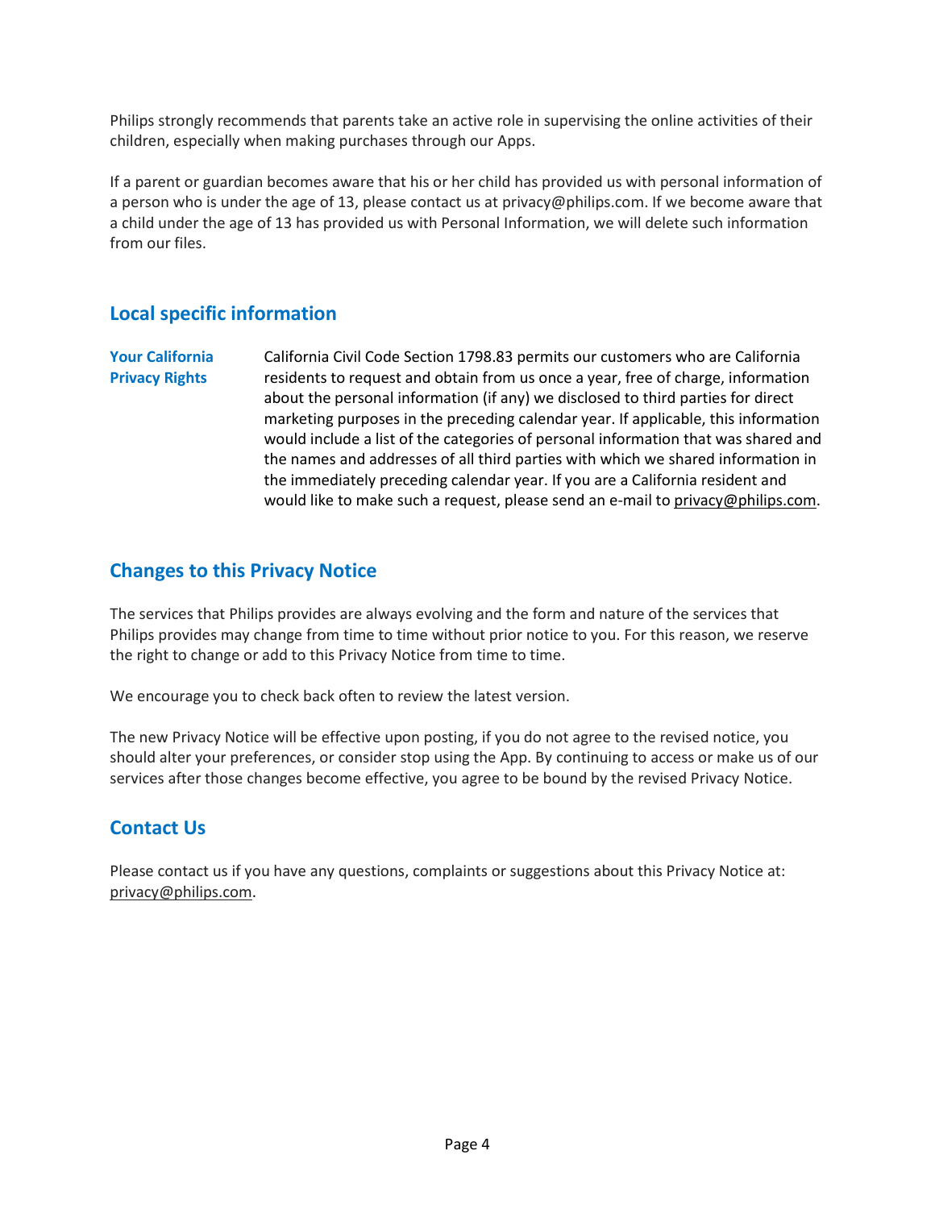Philips strongly recommends that parents take an active role in supervising the online activities of their children, especially when making purchases through our Apps.

If a parent or guardian becomes aware that his or her child has provided us with personal information of a person who is under the age of 13, please contact us at privacy@philips.com. If we become aware that a child under the age of 13 has provided us with Personal Information, we will delete such information from our files.

## Local specific information

**Your California Privacy Rights**

California Civil Code Section 1798.83 permits our customers who are California residents to request and obtain from us once a year, free of charge, information about the personal information (if any) we disclosed to third parties for direct marketing purposes in the preceding calendar year. If applicable, this information would include a list of the categories of personal information that was shared and the names and addresses of all third parties with which we shared information in the immediately preceding calendar year. If you are a California resident and would like to make such a request, please send an e-mail to privacy@philips.com.

## Changes to this Privacy Notice

The services that Philips provides are always evolving and the form and nature of the services that Philips provides may change from time to time without prior notice to you. For this reason, we reserve the right to change or add to this Privacy Notice from time to time.

We encourage you to check back often to review the latest version.

The new Privacy Notice will be effective upon posting, if you do not agree to the revised notice, you should alter your preferences, or consider stop using the App. By continuing to access or make us of our services after those changes become effective, you agree to be bound by the revised Privacy Notice.

## Contact Us

Please contact us if you have any questions, complaints or suggestions about this Privacy Notice at: privacy@philips.com.